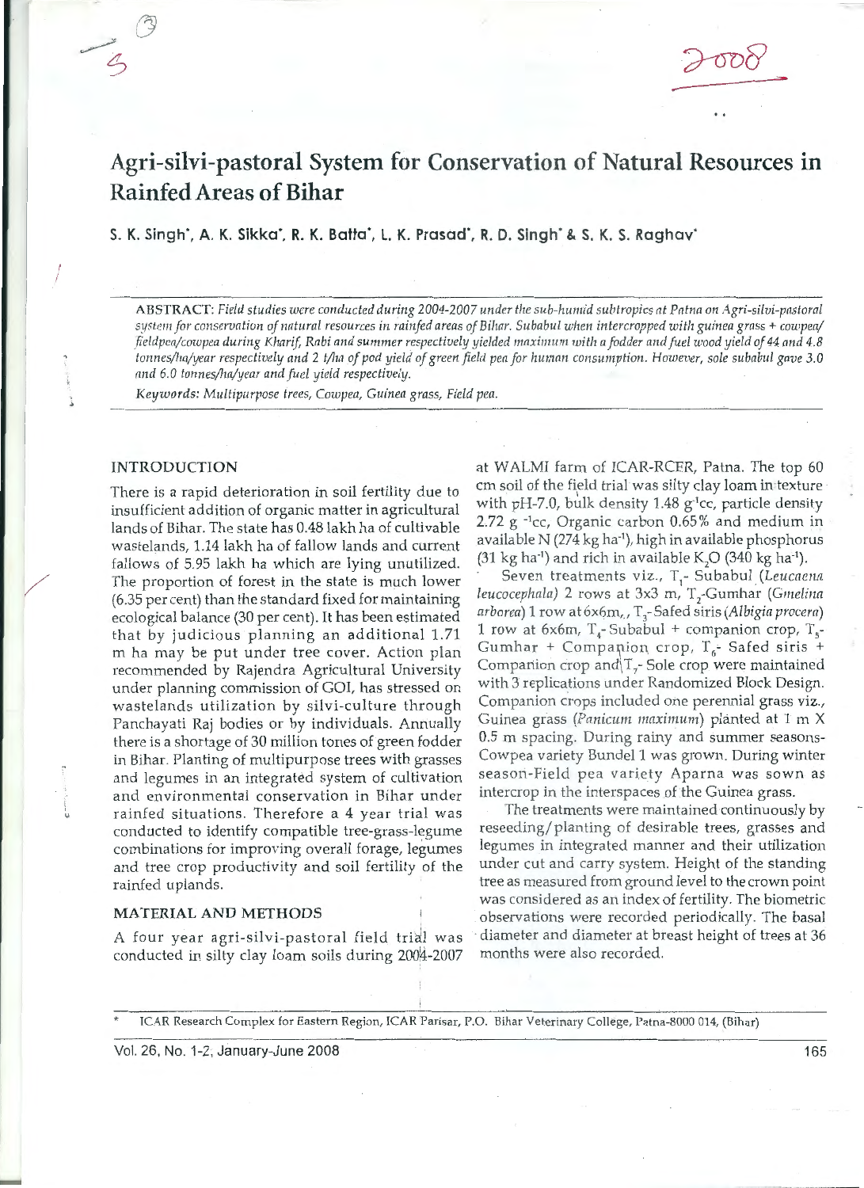# Agri-silvi-pastoral System for Conservation of Natural Resources in Rainfed Areas of Bihar

**S. K. Singh*, A. K. Sikka*, R. K. Batta*, L. K. Prasad*, R. D. Singh* & S. K. S. Raghav***

**ABSTRACT:** *Field studies were conducted during 2004-2007 under the sub-humid subtropics at Patna on Agri-silvi-pastoral system for conservation of natural resources in rainfed areas of Bihar. Subabul when intercropped with guinea grass + cowpea/fieldpea/cowpea during Kharif, Rabi and summer respectively yielded maximum with a fodder and fuel wood yield of 44 and 4.8 tonnes/ha/year respectively and 2 t/ha of pod yield of green field pea for human consumption. However, sole subabul gave 3.0 and 6.0 tonnes/ha/year and fuel yield respectively.*

*Keywords: Multipurpose trees, Cowpea, Guinea grass, Field pea.*

## INTRODUCTION

There is a rapid deterioration in soil fertility due to insufficient addition of organic matter in agricultural lands of Bihar. The state has 0.48 lakh ha of cultivable wastelands, 1.14 lakh ha of fallow lands and current fallows of 5.95 lakh ha which are lying unutilized. The proportion of forest in the state is much lower (6.35 per cent) than the standard fixed for maintaining ecological balance (30 per cent). It has been estimated that by judicious planning an additional 1.71 m ha may be put under tree cover. Action plan recommended by Rajendra Agricultural University under planning commission of GOI, has stressed on wastelands utilization by silvi-culture through Panchayati Raj bodies or by individuals. Annually there is a shortage of 30 million tones of green fodder in Bihar. Planting of multipurpose trees with grasses and legumes in an integrated system of cultivation and environmental conservation in Bihar under rainfed situations. Therefore a 4 year trial was conducted to identify compatible tree-grass-legume combinations for improving overall forage, legumes and tree crop productivity and soil fertility of the rainfed uplands.

## MATERIAL AND METHODS

A four year agri-silvi-pastoral field trial was conducted in silty clay loam soils during 2004-2007 at WALMI farm of ICAR-RCER, Patna. The top 60 cm soil of the field trial was silty clay loam in texture with pH-7.0, bulk density 1.48 $g^{-1}cc$, particle density 2.72 $g^{-1}cc$, Organic carbon 0.65% and medium in available N (274 kg $ha^{-1}$), high in available phosphorus (31 kg $ha^{-1}$) and rich in available $K_2O$ (340 kg $ha^{-1}$).

Seven treatments viz., $T_1$- Subabul (*Leucaena leucocephala*) 2 rows at 3x3 m, $T_2$-Gumhar (*Gmelina arborea*) 1 row at 6x6m,, $T_3$-Safed siris (*Albigia procera*) 1 row at 6x6m, $T_4$-Subabul + companion crop, $T_5$-Gumhar + Companion crop, $T_6$- Safed siris + Companion crop and $T_7$- Sole crop were maintained with 3 replications under Randomized Block Design. Companion crops included one perennial grass viz., Guinea grass (*Panicum maximum*) planted at 1 m X 0.5 m spacing. During rainy and summer seasons-Cowpea variety Bundel 1 was grown. During winter season-Field pea variety Aparna was sown as intercrop in the interspaces of the Guinea grass.

The treatments were maintained continuously by reseeding/planting of desirable trees, grasses and legumes in integrated manner and their utilization under cut and carry system. Height of the standing tree as measured from ground level to the crown point was considered as an index of fertility. The biometric observations were recorded periodically. The basal diameter and diameter at breast height of trees at 36 months were also recorded.

\* ICAR Research Complex for Eastern Region, ICAR Parisar, P.O. Bihar Veterinary College, Patna-8000 014, (Bihar)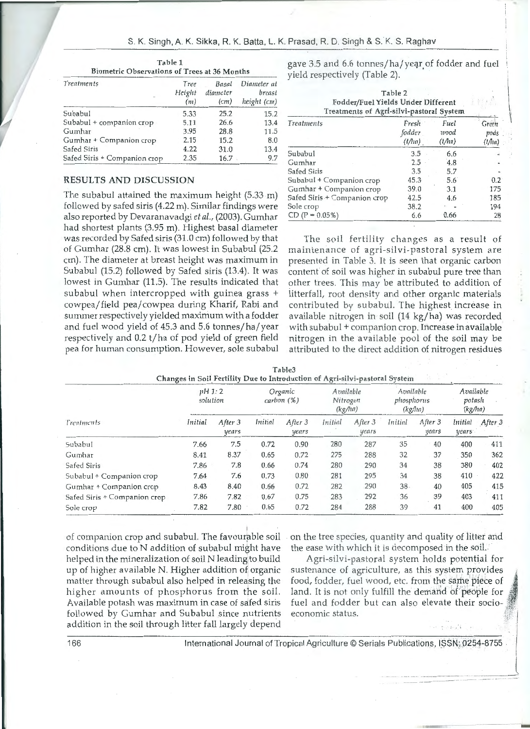Table 1
Biometric Observations of Trees at 36 Months

| Treatments | Tree Height (m) | Basal diameter (cm) | Diameter at breast height (cm) |
|---|---|---|---|
| Subabul | 5.33 | 25.2 | 15.2 |
| Subabul + companion crop | 5.11 | 26.6 | 13.4 |
| Gumhar | 3.95 | 28.8 | 11.5 |
| Gumhar + Companion crop | 2.15 | 15.2 | 8.0 |
| Safed Siris | 4.22 | 31.0 | 13.4 |
| Safed Siris + Companion crop | 2.35 | 16.7 | 9.7 |

## RESULTS AND DISCUSSION

The subabul attained the maximum height (5.33 m) followed by safed siris (4.22 m). Similar findings were also reported by Devaranavadgi *et al.*, (2003). Gumhar had shortest plants (3.95 m). Highest basal diameter was recorded by Safed siris (31.0 cm) followed by that of Gumhar (28.8 cm). It was lowest in Subabul (25.2 cm). The diameter at breast height was maximum in Subabul (15.2) followed by Safed siris (13.4). It was lowest in Gumhar (11.5). The results indicated that subabul when intercropped with guinea grass + cowpea/field pea/cowpea during Kharif, Rabi and summer respectively yielded maximum with a fodder and fuel wood yield of 45.3 and 5.6 tonnes/ha/year respectively and 0.2 t/ha of pod yield of green field pea for human consumption. However, sole subabul gave 3.5 and 6.6 tonnes/ha/year of fodder and fuel yield respectively (Table 2).

Table 2
Fodder/Fuel Yields Under Different Treatments of Agri-silvi-pastoral System

| Treatments | Fresh fodder (t/ha) | Fuel wood (t/ha) | Green pods (t/ha) |
|---|---|---|---|
| Subabul | 3.5 | 6.6 | - |
| Gumhar | 2.5 | 4.8 | - |
| Safed Siris | 3.5 | 5.7 | - |
| Subabul + Companion crop | 45.3 | 5.6 | 0.2 |
| Gumhar + Companion crop | 39.0 | 3.1 | 175 |
| Safed Siris + Companion crop | 42.5 | 4.6 | 185 |
| Sole crop | 38.2 | - | 194 |
| CD (P = 0.05%) | 6.6 | 0.66 | 28 |

The soil fertility changes as a result of maintenance of agri-silvi-pastoral system are presented in Table 3. It is seen that organic carbon content of soil was higher in subabul pure tree than other trees. This may be attributed to addition of litterfall, root density and other organic materials contributed by subabul. The highest increase in available nitrogen in soil (14 kg/ha) was recorded with subabul + companion crop. Increase in available nitrogen in the available pool of the soil may be attributed to the direct addition of nitrogen residues of companion crop and subabul. The favourable soil conditions due to N addition of subabul might have helped in the mineralization of soil N leading to build up of higher available N. Higher addition of organic matter through subabul also helped in releasing the higher amounts of phosphorus from the soil. Available potash was maximum in case of safed siris followed by Gumhar and Subabul since nutrients addition in the soil through litter fall largely depend on the tree species, quantity and quality of litter and the ease with which it is decomposed in the soil.

Table3
Changes in Soil Fertility Due to Introduction of Agri-silvi-pastoral System

| Treatments | pH 1:2 solution | | Organic carbon (%) | | Available Nitrogen (kg/ha) | | Available phosphorus (kg/ha) | | Available potash (kg/ha) | |
|---|---|---|---|---|---|---|---|---|---|---|
| | Initial | After 3 years | Initial | After 3 years | Initial | After 3 years | Initial | After 3 years | Initial years | After 3 |
| Subabul | 7.66 | 7.5 | 0.72 | 0.90 | 280 | 287 | 35 | 40 | 400 | 411 |
| Gumhar | 8.41 | 8.37 | 0.65 | 0.72 | 275 | 288 | 32 | 37 | 350 | 362 |
| Safed Siris | 7.86 | 7.8 | 0.66 | 0.74 | 280 | 290 | 34 | 38 | 380 | 402 |
| Subabul + Companion crop | 7.64 | 7.6 | 0.73 | 0.80 | 281 | 295 | 34 | 38 | 410 | 422 |
| Gumhar + Companion crop | 8.43 | 8.40 | 0.66 | 0.72 | 282 | 290 | 38 | 40 | 405 | 415 |
| Safed Siris + Companion crop | 7.86 | 7.82 | 0.67 | 0.75 | 283 | 292 | 36 | 39 | 403 | 411 |
| Sole crop | 7.82 | 7.80 | 0.65 | 0.72 | 284 | 288 | 39 | 41 | 400 | 405 |

Agri-silvi-pastoral system holds potential for sustenance of agriculture, as this system provides food, fodder, fuel wood, etc. from the same piece of land. It is not only fulfill the demand of people for fuel and fodder but can also elevate their socio-economic status.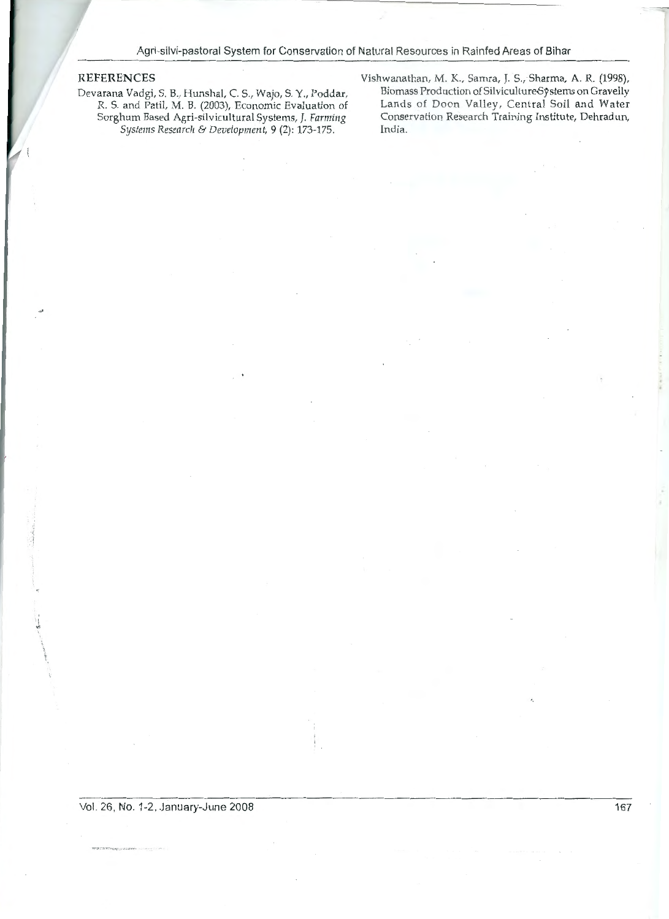## REFERENCES

Devarana Vadgi, S. B., Hunshal, C. S., Wajo, S. Y., Poddar, R. S. and Patil, M. B. (2003), Economic Evaluation of Sorghum Based Agri-silvicultural Systems, *J. Farming Systems Research & Development*, 9 (2): 173-175.

Vishwanathan, M. K., Samra, J. S., Sharma, A. R. (1998), Biomass Production of Silviculture Systems on Gravelly Lands of Doon Valley, Central Soil and Water Conservation Research Training Institute, Dehradun, India.